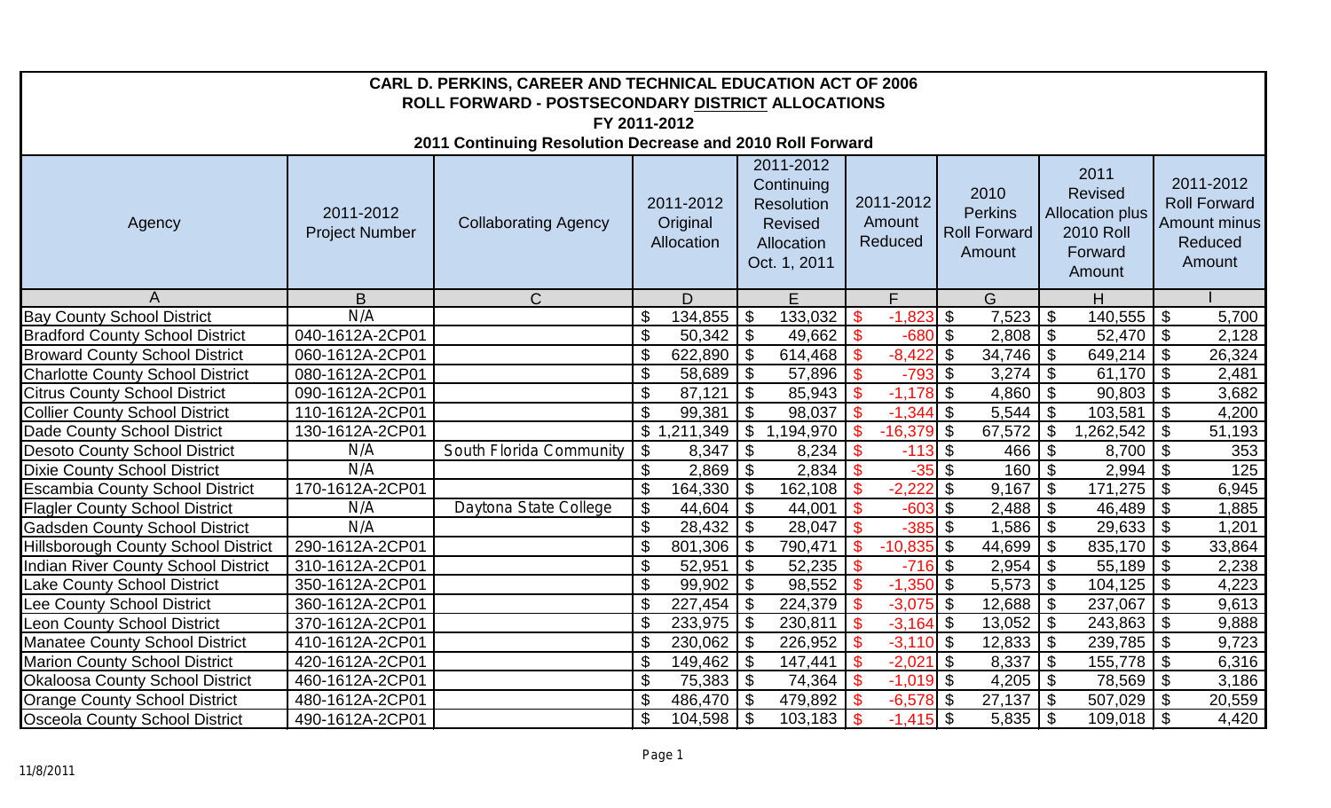# CARL D. PERKINS, CAREER AND TECHNICAL EDUCATION ACT OF 2006

## ROLL FORWARD - POSTSECONDARY DISTRICT ALLOCATIONS

### FY 2011-2012

### 2011 Continuing Resolution Decrease and 2010 Roll Forward

| Agency | 2011-2012 Project Number | Collaborating Agency | 2011-2012 Original Allocation | 2011-2012 Continuing Resolution Revised Allocation Oct. 1, 2011 | 2011-2012 Amount Reduced | 2010 Perkins Roll Forward Amount | 2011 Revised Allocation plus 2010 Roll Forward Amount | 2011-2012 Roll Forward Amount minus Reduced Amount |
|---|---|---|---|---|---|---|---|---|
| A | B | C | D | E | F | G | H | I |
| Bay County School District | N/A | | $ 134,855 | $ 133,032 | $ -1,823 | $ 7,523 | $ 140,555 | $ 5,700 |
| Bradford County School District | 040-1612A-2CP01 | | $ 50,342 | $ 49,662 | $ -680 | $ 2,808 | $ 52,470 | $ 2,128 |
| Broward County School District | 060-1612A-2CP01 | | $ 622,890 | $ 614,468 | $ -8,422 | $ 34,746 | $ 649,214 | $ 26,324 |
| Charlotte County School District | 080-1612A-2CP01 | | $ 58,689 | $ 57,896 | $ -793 | $ 3,274 | $ 61,170 | $ 2,481 |
| Citrus County School District | 090-1612A-2CP01 | | $ 87,121 | $ 85,943 | $ -1,178 | $ 4,860 | $ 90,803 | $ 3,682 |
| Collier County School District | 110-1612A-2CP01 | | $ 99,381 | $ 98,037 | $ -1,344 | $ 5,544 | $ 103,581 | $ 4,200 |
| Dade County School District | 130-1612A-2CP01 | | $ 1,211,349 | $ 1,194,970 | $ -16,379 | $ 67,572 | $ 1,262,542 | $ 51,193 |
| Desoto County School District | N/A | South Florida Community | $ 8,347 | $ 8,234 | $ -113 | $ 466 | $ 8,700 | $ 353 |
| Dixie County School District | N/A | | $ 2,869 | $ 2,834 | $ -35 | $ 160 | $ 2,994 | $ 125 |
| Escambia County School District | 170-1612A-2CP01 | | $ 164,330 | $ 162,108 | $ -2,222 | $ 9,167 | $ 171,275 | $ 6,945 |
| Flagler County School District | N/A | Daytona State College | $ 44,604 | $ 44,001 | $ -603 | $ 2,488 | $ 46,489 | $ 1,885 |
| Gadsden County School District | N/A | | $ 28,432 | $ 28,047 | $ -385 | $ 1,586 | $ 29,633 | $ 1,201 |
| Hillsborough County School District | 290-1612A-2CP01 | | $ 801,306 | $ 790,471 | $ -10,835 | $ 44,699 | $ 835,170 | $ 33,864 |
| Indian River County School District | 310-1612A-2CP01 | | $ 52,951 | $ 52,235 | $ -716 | $ 2,954 | $ 55,189 | $ 2,238 |
| Lake County School District | 350-1612A-2CP01 | | $ 99,902 | $ 98,552 | $ -1,350 | $ 5,573 | $ 104,125 | $ 4,223 |
| Lee County School District | 360-1612A-2CP01 | | $ 227,454 | $ 224,379 | $ -3,075 | $ 12,688 | $ 237,067 | $ 9,613 |
| Leon County School District | 370-1612A-2CP01 | | $ 233,975 | $ 230,811 | $ -3,164 | $ 13,052 | $ 243,863 | $ 9,888 |
| Manatee County School District | 410-1612A-2CP01 | | $ 230,062 | $ 226,952 | $ -3,110 | $ 12,833 | $ 239,785 | $ 9,723 |
| Marion County School District | 420-1612A-2CP01 | | $ 149,462 | $ 147,441 | $ -2,021 | $ 8,337 | $ 155,778 | $ 6,316 |
| Okaloosa County School District | 460-1612A-2CP01 | | $ 75,383 | $ 74,364 | $ -1,019 | $ 4,205 | $ 78,569 | $ 3,186 |
| Orange County School District | 480-1612A-2CP01 | | $ 486,470 | $ 479,892 | $ -6,578 | $ 27,137 | $ 507,029 | $ 20,559 |
| Osceola County School District | 490-1612A-2CP01 | | $ 104,598 | $ 103,183 | $ -1,415 | $ 5,835 | $ 109,018 | $ 4,420 |

11/8/2011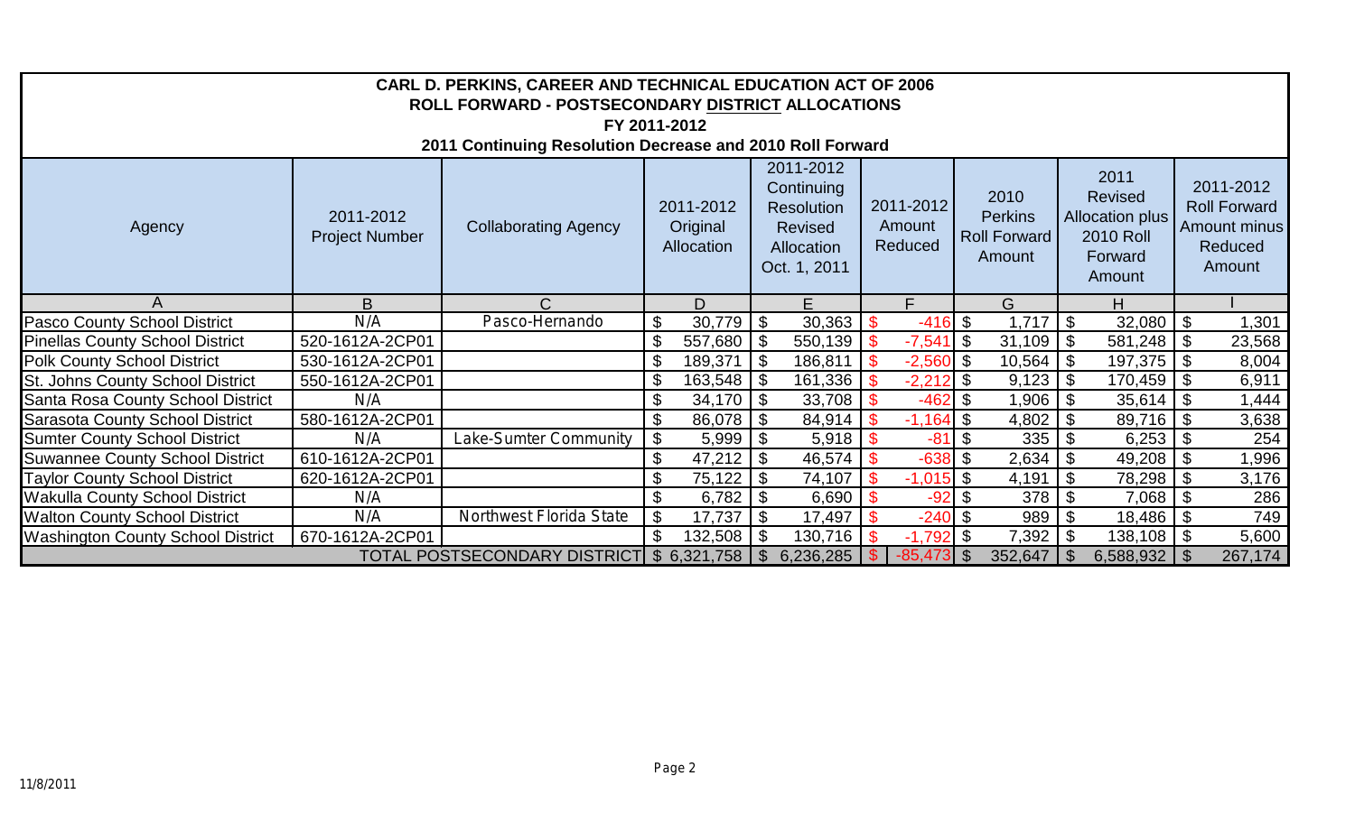# CARL D. PERKINS, CAREER AND TECHNICAL EDUCATION ACT OF 2006
## ROLL FORWARD - POSTSECONDARY DISTRICT ALLOCATIONS
### FY 2011-2012
### 2011 Continuing Resolution Decrease and 2010 Roll Forward

| Agency | 2011-2012 Project Number | Collaborating Agency | 2011-2012 Original Allocation | 2011-2012 Continuing Resolution Revised Allocation Oct. 1, 2011 | 2011-2012 Amount Reduced | 2010 Perkins Roll Forward Amount | 2011 Revised Allocation plus 2010 Roll Forward Amount | 2011-2012 Roll Forward Amount minus Reduced Amount |
|---|---|---|---|---|---|---|---|---|
| A | B | C | D | E | F | G | H | I |
| Pasco County School District | N/A | Pasco-Hernando | $ 30,779 | $ 30,363 | $ -416 | $ 1,717 | $ 32,080 | $ 1,301 |
| Pinellas County School District | 520-1612A-2CP01 | | $ 557,680 | $ 550,139 | $ -7,541 | $ 31,109 | $ 581,248 | $ 23,568 |
| Polk County School District | 530-1612A-2CP01 | | $ 189,371 | $ 186,811 | $ -2,560 | $ 10,564 | $ 197,375 | $ 8,004 |
| St. Johns County School District | 550-1612A-2CP01 | | $ 163,548 | $ 161,336 | $ -2,212 | $ 9,123 | $ 170,459 | $ 6,911 |
| Santa Rosa County School District | N/A | | $ 34,170 | $ 33,708 | $ -462 | $ 1,906 | $ 35,614 | $ 1,444 |
| Sarasota County School District | 580-1612A-2CP01 | | $ 86,078 | $ 84,914 | $ -1,164 | $ 4,802 | $ 89,716 | $ 3,638 |
| Sumter County School District | N/A | Lake-Sumter Community | $ 5,999 | $ 5,918 | $ -81 | $ 335 | $ 6,253 | $ 254 |
| Suwannee County School District | 610-1612A-2CP01 | | $ 47,212 | $ 46,574 | $ -638 | $ 2,634 | $ 49,208 | $ 1,996 |
| Taylor County School District | 620-1612A-2CP01 | | $ 75,122 | $ 74,107 | $ -1,015 | $ 4,191 | $ 78,298 | $ 3,176 |
| Wakulla County School District | N/A | | $ 6,782 | $ 6,690 | $ -92 | $ 378 | $ 7,068 | $ 286 |
| Walton County School District | N/A | Northwest Florida State | $ 17,737 | $ 17,497 | $ -240 | $ 989 | $ 18,486 | $ 749 |
| Washington County School District | 670-1612A-2CP01 | | $ 132,508 | $ 130,716 | $ -1,792 | $ 7,392 | $ 138,108 | $ 5,600 |
| | | TOTAL POSTSECONDARY DISTRICT | $ 6,321,758 | $ 6,236,285 | $ -85,473 | $ 352,647 | $ 6,588,932 | $ 267,174 |

11/8/2011